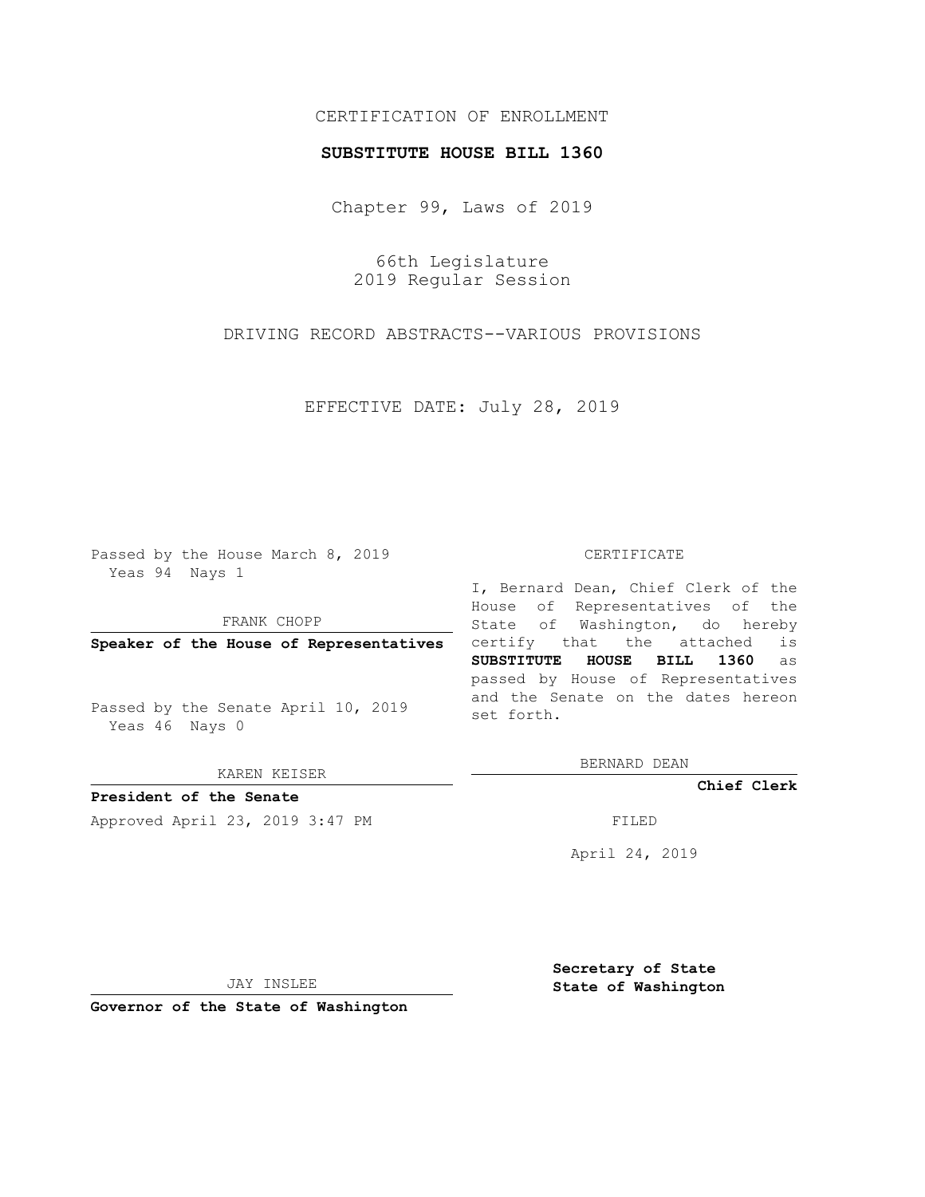CERTIFICATION OF ENROLLMENT

**SUBSTITUTE HOUSE BILL 1360**

Chapter 99, Laws of 2019

66th Legislature
2019 Regular Session

DRIVING RECORD ABSTRACTS--VARIOUS PROVISIONS

EFFECTIVE DATE: July 28, 2019

Passed by the House March 8, 2019
Yeas 94 Nays 1

FRANK CHOPP

**Speaker of the House of Representatives**

Passed by the Senate April 10, 2019
Yeas 46 Nays 0

KAREN KEISER

**President of the Senate**

Approved April 23, 2019 3:47 PM

JAY INSLEE

**Governor of the State of Washington**

CERTIFICATE

I, Bernard Dean, Chief Clerk of the House of Representatives of the State of Washington, do hereby certify that the attached is **SUBSTITUTE HOUSE BILL 1360** as passed by House of Representatives and the Senate on the dates hereon set forth.

BERNARD DEAN

**Chief Clerk**

FILED

April 24, 2019

**Secretary of State**
**State of Washington**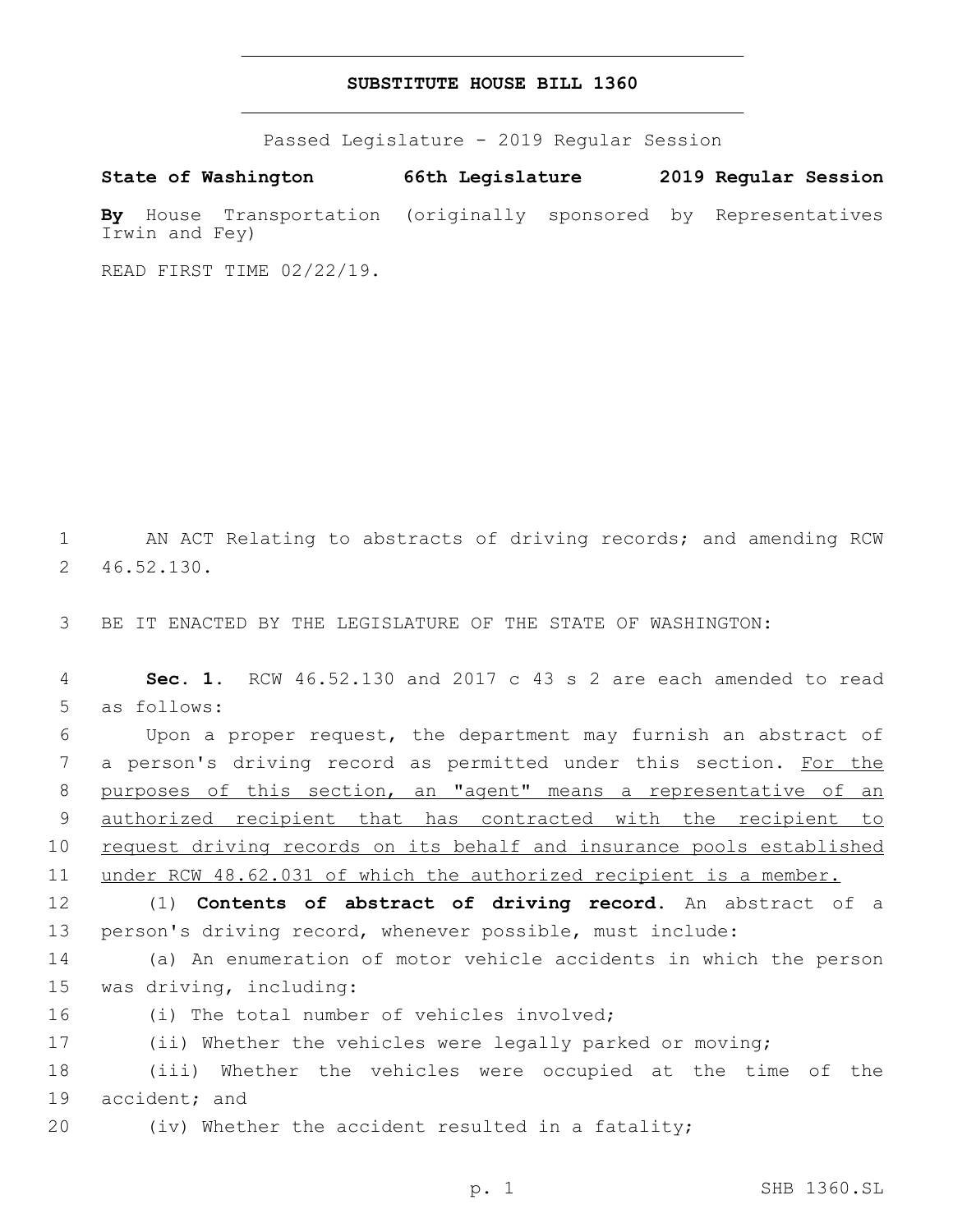# SUBSTITUTE HOUSE BILL 1360

Passed Legislature - 2019 Regular Session

**State of Washington 66th Legislature 2019 Regular Session**

**By** House Transportation (originally sponsored by Representatives Irwin and Fey)

READ FIRST TIME 02/22/19.

AN ACT Relating to abstracts of driving records; and amending RCW 46.52.130.

BE IT ENACTED BY THE LEGISLATURE OF THE STATE OF WASHINGTON:

**Sec. 1.** RCW 46.52.130 and 2017 c 43 s 2 are each amended to read as follows:

Upon a proper request, the department may furnish an abstract of a person's driving record as permitted under this section. <u>For the purposes of this section, an "agent" means a representative of an authorized recipient that has contracted with the recipient to request driving records on its behalf and insurance pools established under RCW 48.62.031 of which the authorized recipient is a member.</u>

(1) **Contents of abstract of driving record.** An abstract of a person's driving record, whenever possible, must include:

(a) An enumeration of motor vehicle accidents in which the person was driving, including:

(i) The total number of vehicles involved;

(ii) Whether the vehicles were legally parked or moving;

(iii) Whether the vehicles were occupied at the time of the accident; and

(iv) Whether the accident resulted in a fatality;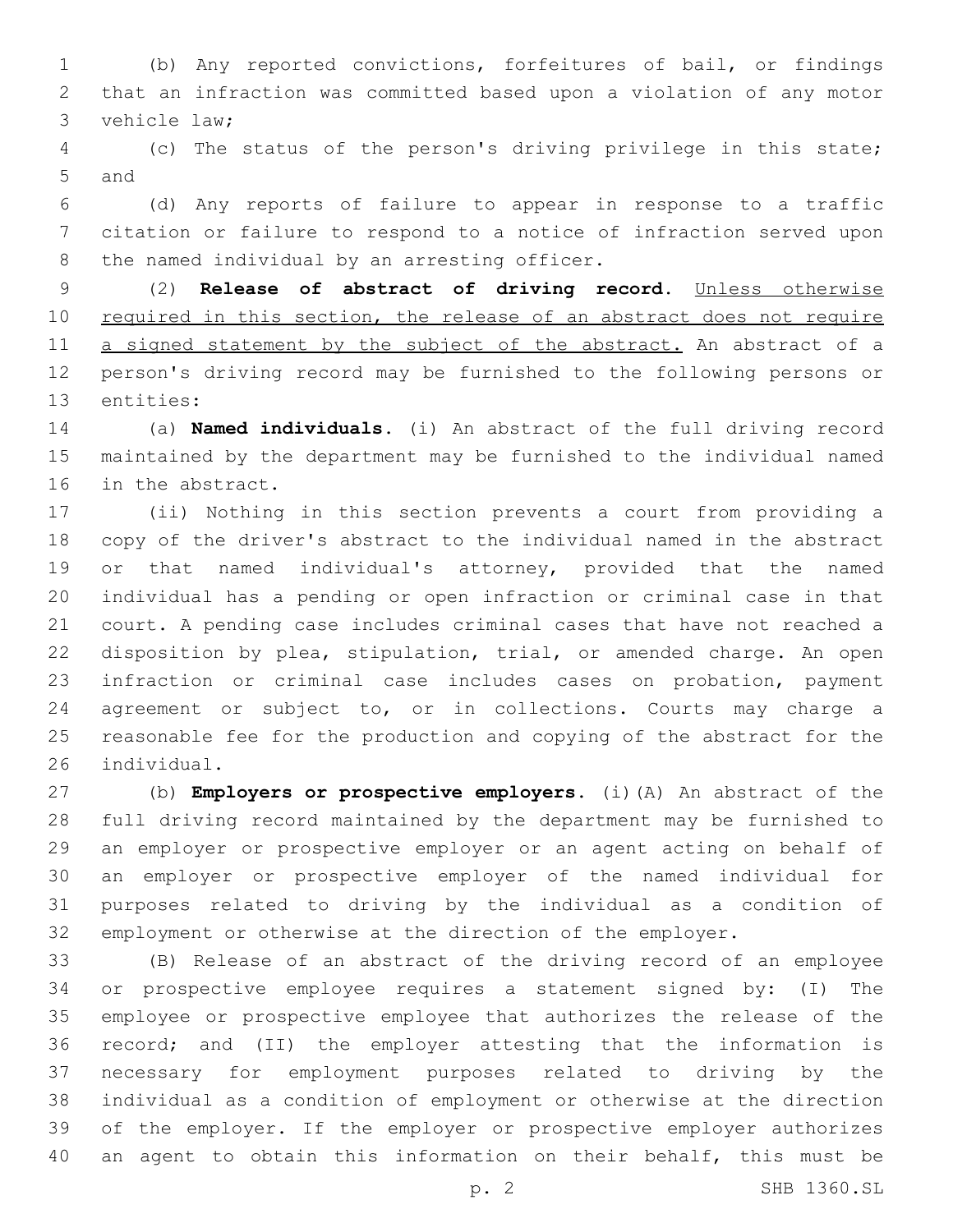(b) Any reported convictions, forfeitures of bail, or findings that an infraction was committed based upon a violation of any motor vehicle law;

(c) The status of the person's driving privilege in this state; and

(d) Any reports of failure to appear in response to a traffic citation or failure to respond to a notice of infraction served upon the named individual by an arresting officer.

(2) **Release of abstract of driving record.** Unless otherwise required in this section, the release of an abstract does not require a signed statement by the subject of the abstract. An abstract of a person's driving record may be furnished to the following persons or entities:

(a) **Named individuals.** (i) An abstract of the full driving record maintained by the department may be furnished to the individual named in the abstract.

(ii) Nothing in this section prevents a court from providing a copy of the driver's abstract to the individual named in the abstract or that named individual's attorney, provided that the named individual has a pending or open infraction or criminal case in that court. A pending case includes criminal cases that have not reached a disposition by plea, stipulation, trial, or amended charge. An open infraction or criminal case includes cases on probation, payment agreement or subject to, or in collections. Courts may charge a reasonable fee for the production and copying of the abstract for the individual.

(b) **Employers or prospective employers.** (i)(A) An abstract of the full driving record maintained by the department may be furnished to an employer or prospective employer or an agent acting on behalf of an employer or prospective employer of the named individual for purposes related to driving by the individual as a condition of employment or otherwise at the direction of the employer.

(B) Release of an abstract of the driving record of an employee or prospective employee requires a statement signed by: (I) The employee or prospective employee that authorizes the release of the record; and (II) the employer attesting that the information is necessary for employment purposes related to driving by the individual as a condition of employment or otherwise at the direction of the employer. If the employer or prospective employer authorizes an agent to obtain this information on their behalf, this must be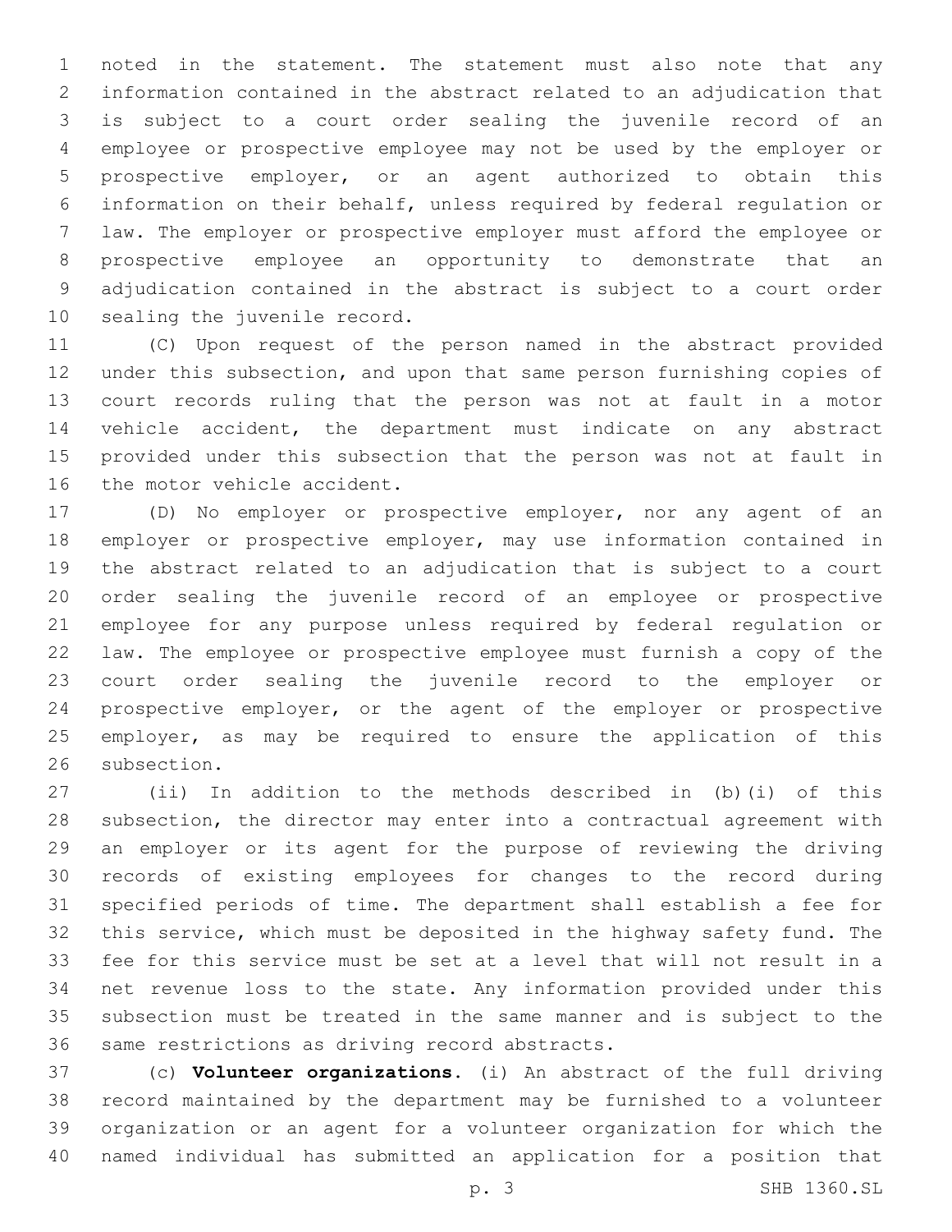noted in the statement. The statement must also note that any information contained in the abstract related to an adjudication that is subject to a court order sealing the juvenile record of an employee or prospective employee may not be used by the employer or prospective employer, or an agent authorized to obtain this information on their behalf, unless required by federal regulation or law. The employer or prospective employer must afford the employee or prospective employee an opportunity to demonstrate that an adjudication contained in the abstract is subject to a court order sealing the juvenile record.

(C) Upon request of the person named in the abstract provided under this subsection, and upon that same person furnishing copies of court records ruling that the person was not at fault in a motor vehicle accident, the department must indicate on any abstract provided under this subsection that the person was not at fault in the motor vehicle accident.

(D) No employer or prospective employer, nor any agent of an employer or prospective employer, may use information contained in the abstract related to an adjudication that is subject to a court order sealing the juvenile record of an employee or prospective employee for any purpose unless required by federal regulation or law. The employee or prospective employee must furnish a copy of the court order sealing the juvenile record to the employer or prospective employer, or the agent of the employer or prospective employer, as may be required to ensure the application of this subsection.

(ii) In addition to the methods described in (b)(i) of this subsection, the director may enter into a contractual agreement with an employer or its agent for the purpose of reviewing the driving records of existing employees for changes to the record during specified periods of time. The department shall establish a fee for this service, which must be deposited in the highway safety fund. The fee for this service must be set at a level that will not result in a net revenue loss to the state. Any information provided under this subsection must be treated in the same manner and is subject to the same restrictions as driving record abstracts.

(c) **Volunteer organizations.** (i) An abstract of the full driving record maintained by the department may be furnished to a volunteer organization or an agent for a volunteer organization for which the named individual has submitted an application for a position that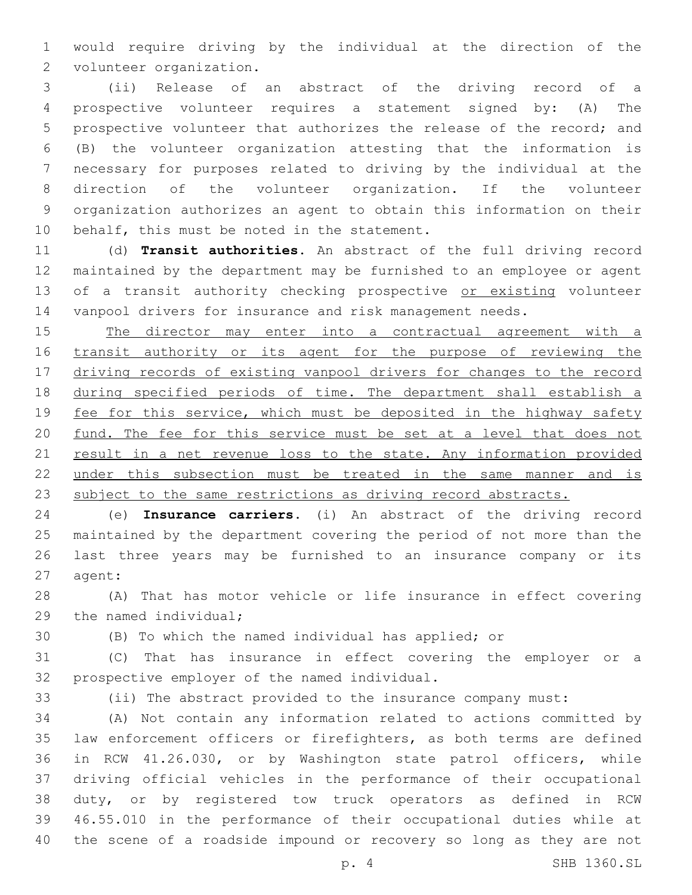would require driving by the individual at the direction of the volunteer organization.

(ii) Release of an abstract of the driving record of a prospective volunteer requires a statement signed by: (A) The prospective volunteer that authorizes the release of the record; and (B) the volunteer organization attesting that the information is necessary for purposes related to driving by the individual at the direction of the volunteer organization. If the volunteer organization authorizes an agent to obtain this information on their behalf, this must be noted in the statement.

(d) **Transit authorities.** An abstract of the full driving record maintained by the department may be furnished to an employee or agent of a transit authority checking prospective <u>or existing</u> volunteer vanpool drivers for insurance and risk management needs.

<u>The director may enter into a contractual agreement with a transit authority or its agent for the purpose of reviewing the driving records of existing vanpool drivers for changes to the record during specified periods of time. The department shall establish a fee for this service, which must be deposited in the highway safety fund. The fee for this service must be set at a level that does not result in a net revenue loss to the state. Any information provided under this subsection must be treated in the same manner and is subject to the same restrictions as driving record abstracts.</u>

(e) **Insurance carriers.** (i) An abstract of the driving record maintained by the department covering the period of not more than the last three years may be furnished to an insurance company or its agent:

(A) That has motor vehicle or life insurance in effect covering the named individual;

(B) To which the named individual has applied; or

(C) That has insurance in effect covering the employer or a prospective employer of the named individual.

(ii) The abstract provided to the insurance company must:

(A) Not contain any information related to actions committed by law enforcement officers or firefighters, as both terms are defined in RCW 41.26.030, or by Washington state patrol officers, while driving official vehicles in the performance of their occupational duty, or by registered tow truck operators as defined in RCW 46.55.010 in the performance of their occupational duties while at the scene of a roadside impound or recovery so long as they are not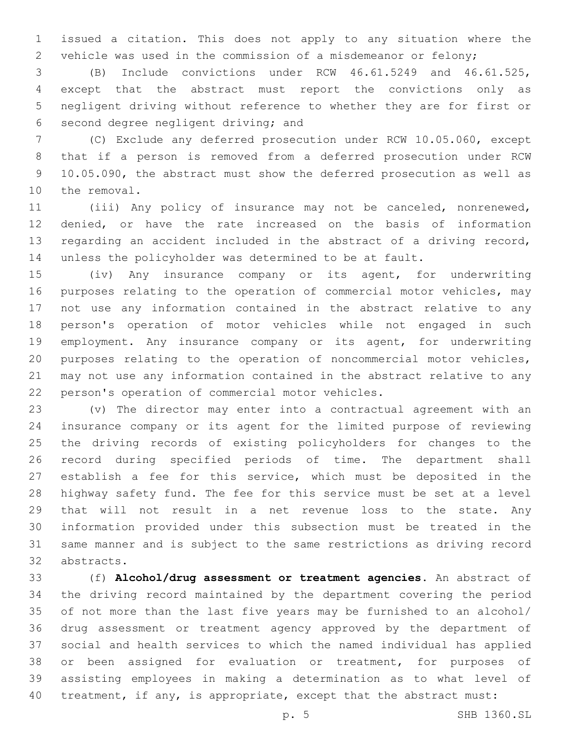issued a citation. This does not apply to any situation where the vehicle was used in the commission of a misdemeanor or felony;

(B) Include convictions under RCW 46.61.5249 and 46.61.525, except that the abstract must report the convictions only as negligent driving without reference to whether they are for first or second degree negligent driving; and

(C) Exclude any deferred prosecution under RCW 10.05.060, except that if a person is removed from a deferred prosecution under RCW 10.05.090, the abstract must show the deferred prosecution as well as the removal.

(iii) Any policy of insurance may not be canceled, nonrenewed, denied, or have the rate increased on the basis of information regarding an accident included in the abstract of a driving record, unless the policyholder was determined to be at fault.

(iv) Any insurance company or its agent, for underwriting purposes relating to the operation of commercial motor vehicles, may not use any information contained in the abstract relative to any person's operation of motor vehicles while not engaged in such employment. Any insurance company or its agent, for underwriting purposes relating to the operation of noncommercial motor vehicles, may not use any information contained in the abstract relative to any person's operation of commercial motor vehicles.

(v) The director may enter into a contractual agreement with an insurance company or its agent for the limited purpose of reviewing the driving records of existing policyholders for changes to the record during specified periods of time. The department shall establish a fee for this service, which must be deposited in the highway safety fund. The fee for this service must be set at a level that will not result in a net revenue loss to the state. Any information provided under this subsection must be treated in the same manner and is subject to the same restrictions as driving record abstracts.

(f) **Alcohol/drug assessment or treatment agencies.** An abstract of the driving record maintained by the department covering the period of not more than the last five years may be furnished to an alcohol/drug assessment or treatment agency approved by the department of social and health services to which the named individual has applied or been assigned for evaluation or treatment, for purposes of assisting employees in making a determination as to what level of treatment, if any, is appropriate, except that the abstract must: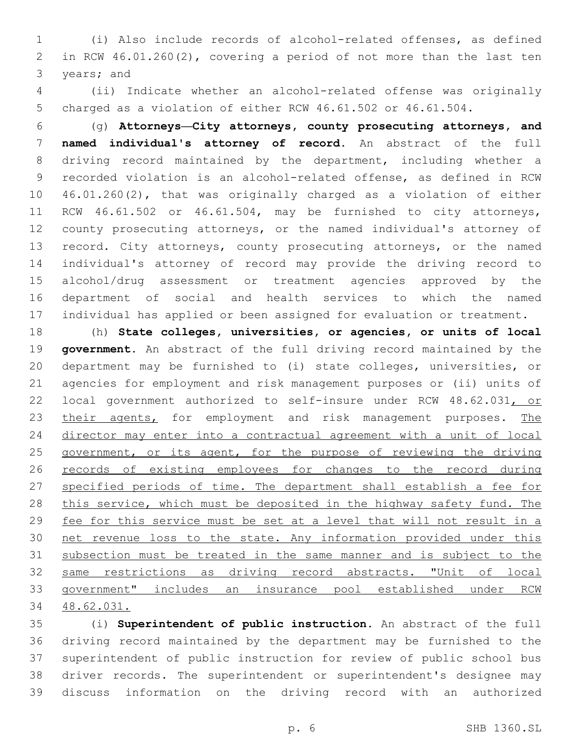(i) Also include records of alcohol-related offenses, as defined in RCW 46.01.260(2), covering a period of not more than the last ten years; and

(ii) Indicate whether an alcohol-related offense was originally charged as a violation of either RCW 46.61.502 or 46.61.504.

(g) **Attorneys—City attorneys, county prosecuting attorneys, and named individual's attorney of record.** An abstract of the full driving record maintained by the department, including whether a recorded violation is an alcohol-related offense, as defined in RCW 46.01.260(2), that was originally charged as a violation of either RCW 46.61.502 or 46.61.504, may be furnished to city attorneys, county prosecuting attorneys, or the named individual's attorney of record. City attorneys, county prosecuting attorneys, or the named individual's attorney of record may provide the driving record to alcohol/drug assessment or treatment agencies approved by the department of social and health services to which the named individual has applied or been assigned for evaluation or treatment.

(h) **State colleges, universities, or agencies, or units of local government.** An abstract of the full driving record maintained by the department may be furnished to (i) state colleges, universities, or agencies for employment and risk management purposes or (ii) units of local government authorized to self-insure under RCW 48.62.031, or their agents, for employment and risk management purposes. The director may enter into a contractual agreement with a unit of local government, or its agent, for the purpose of reviewing the driving records of existing employees for changes to the record during specified periods of time. The department shall establish a fee for this service, which must be deposited in the highway safety fund. The fee for this service must be set at a level that will not result in a net revenue loss to the state. Any information provided under this subsection must be treated in the same manner and is subject to the same restrictions as driving record abstracts. "Unit of local government" includes an insurance pool established under RCW 48.62.031.

(i) **Superintendent of public instruction.** An abstract of the full driving record maintained by the department may be furnished to the superintendent of public instruction for review of public school bus driver records. The superintendent or superintendent's designee may discuss information on the driving record with an authorized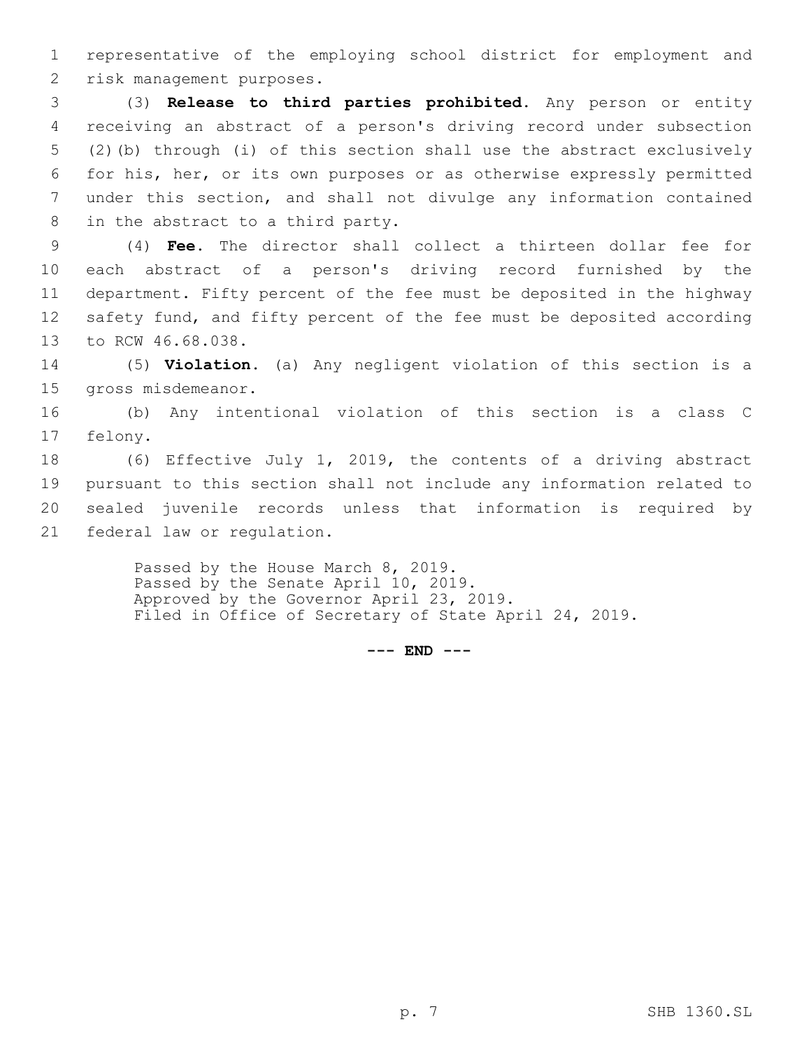representative of the employing school district for employment and risk management purposes.

(3) **Release to third parties prohibited.** Any person or entity receiving an abstract of a person's driving record under subsection (2)(b) through (i) of this section shall use the abstract exclusively for his, her, or its own purposes or as otherwise expressly permitted under this section, and shall not divulge any information contained in the abstract to a third party.

(4) **Fee.** The director shall collect a thirteen dollar fee for each abstract of a person's driving record furnished by the department. Fifty percent of the fee must be deposited in the highway safety fund, and fifty percent of the fee must be deposited according to RCW 46.68.038.

(5) **Violation.** (a) Any negligent violation of this section is a gross misdemeanor.

(b) Any intentional violation of this section is a class C felony.

(6) Effective July 1, 2019, the contents of a driving abstract pursuant to this section shall not include any information related to sealed juvenile records unless that information is required by federal law or regulation.

Passed by the House March 8, 2019.
Passed by the Senate April 10, 2019.
Approved by the Governor April 23, 2019.
Filed in Office of Secretary of State April 24, 2019.

--- END ---